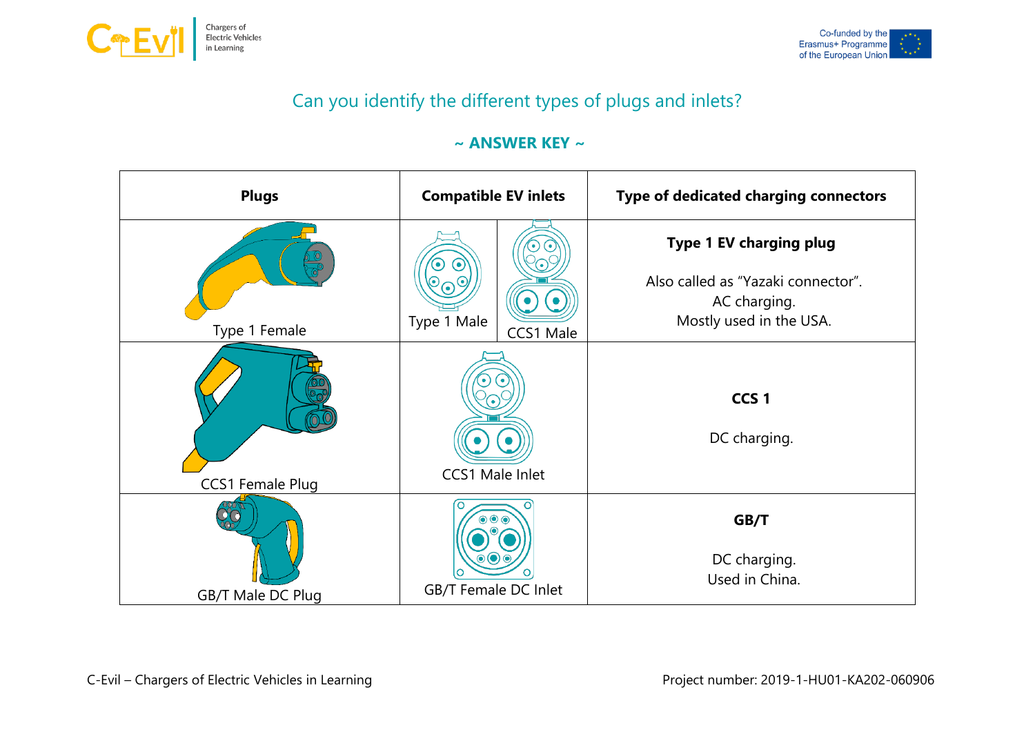## Can you identify the different types of plugs and inlets?

### ~ ANSWER KEY ~

| Plugs | Compatible EV inlets | | Type of dedicated charging connectors |
|---|---|---|---|
| Type 1 Female | Type 1 Male | CCS1 Male | **Type 1 EV charging plug**<br><br>Also called as "Yazaki connector".<br>AC charging.<br>Mostly used in the USA. |
| CCS1 Female Plug | CCS1 Male Inlet | | **CCS 1**<br><br>DC charging. |
| GB/T Male DC Plug | GB/T Female DC Inlet | | **GB/T**<br><br>DC charging.<br>Used in China. |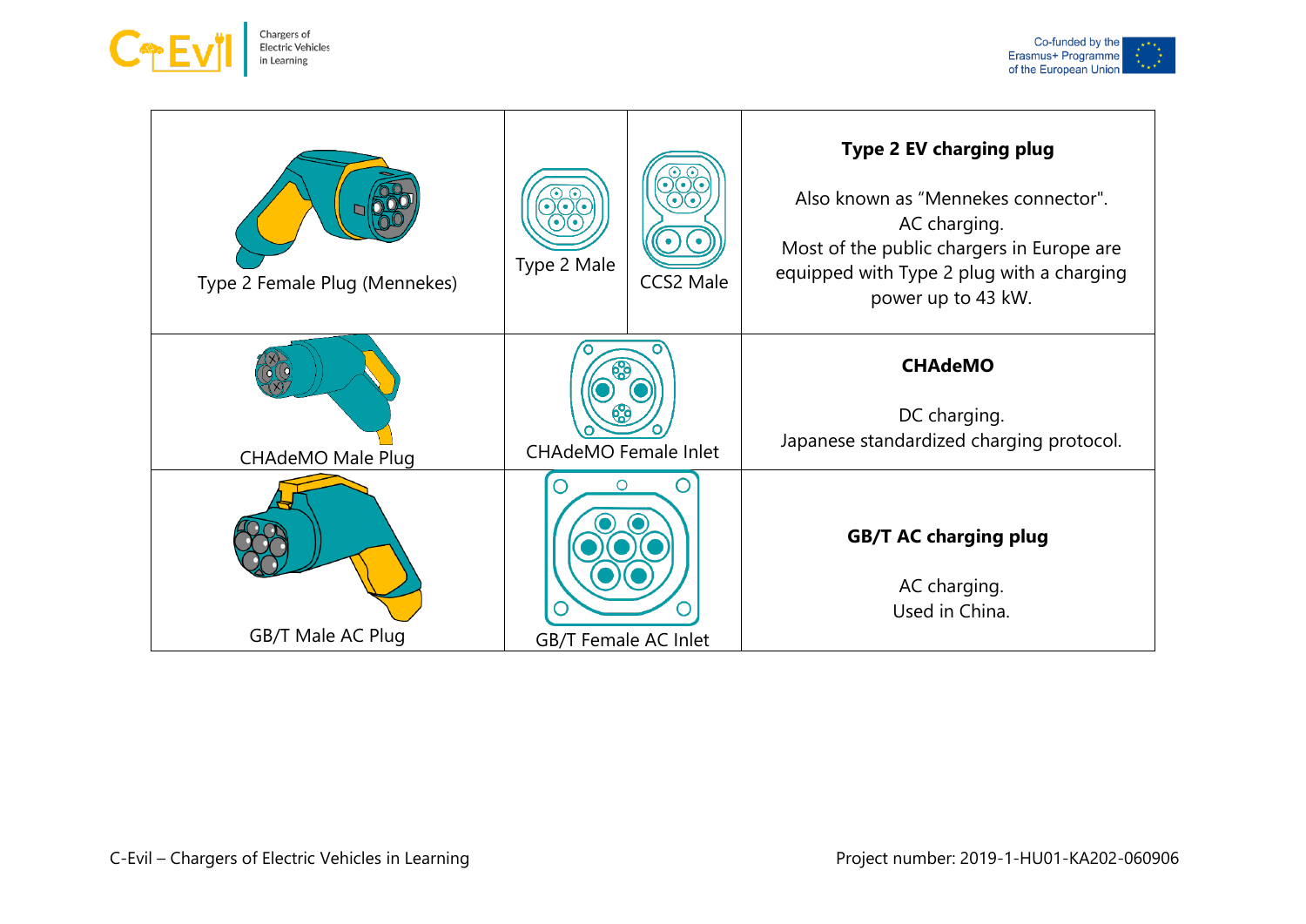| Plug | Inlet | | Description |
|---|---|---|---|
| Type 2 Female Plug (Mennekes) | Type 2 Male | CCS2 Male | **Type 2 EV charging plug**<br><br>Also known as "Mennekes connector".<br>AC charging.<br>Most of the public chargers in Europe are equipped with Type 2 plug with a charging power up to 43 kW. |
| CHAdeMO Male Plug | CHAdeMO Female Inlet | | **CHAdeMO**<br><br>DC charging.<br>Japanese standardized charging protocol. |
| GB/T Male AC Plug | GB/T Female AC Inlet | | **GB/T AC charging plug**<br><br>AC charging.<br>Used in China. |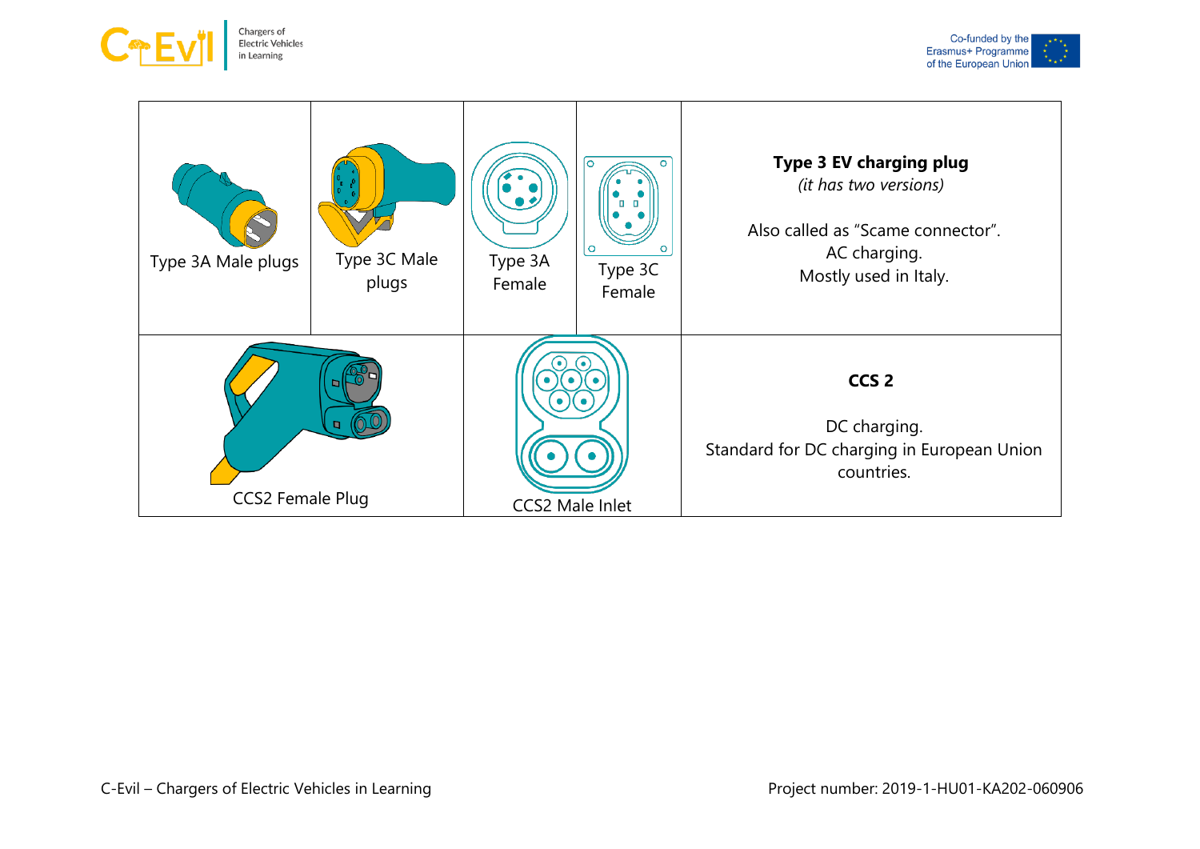| | | | | |
|---|---|---|---|---|
| Type 3A Male plugs | Type 3C Male plugs | Type 3A Female | Type 3C Female | **Type 3 EV charging plug**<br>*(it has two versions)*<br><br>Also called as "Scame connector".<br>AC charging.<br>Mostly used in Italy. |
| CCS2 Female Plug | | CCS2 Male Inlet | | **CCS 2**<br><br>DC charging.<br>Standard for DC charging in European Union countries. |